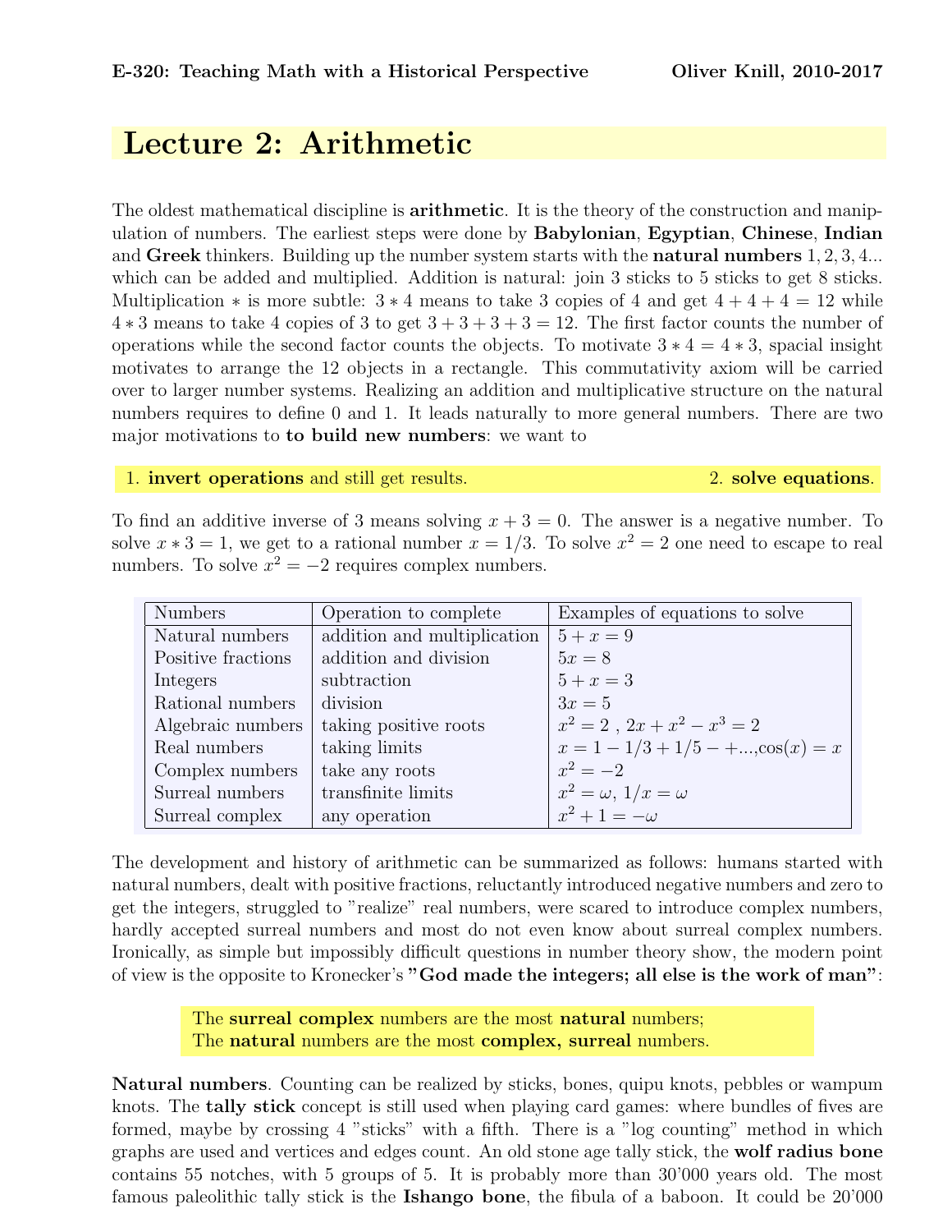# Lecture 2: Arithmetic

The oldest mathematical discipline is **arithmetic**. It is the theory of the construction and manipulation of numbers. The earliest steps were done by **Babylonian**, **Egyptian**, **Chinese**, **Indian** and **Greek** thinkers. Building up the number system starts with the **natural numbers** $1, 2, 3, 4...$ which can be added and multiplied. Addition is natural: join 3 sticks to 5 sticks to get 8 sticks. Multiplication $*$ is more subtle: $3 * 4$ means to take 3 copies of 4 and get $4 + 4 + 4 = 12$ while $4 * 3$ means to take 4 copies of 3 to get $3 + 3 + 3 + 3 = 12$. The first factor counts the number of operations while the second factor counts the objects. To motivate $3 * 4 = 4 * 3$, spacial insight motivates to arrange the 12 objects in a rectangle. This commutativity axiom will be carried over to larger number systems. Realizing an addition and multiplicative structure on the natural numbers requires to define 0 and 1. It leads naturally to more general numbers. There are two major motivations to **to build new numbers**: we want to

1. **invert operations** and still get results.
2. **solve equations**.

To find an additive inverse of 3 means solving $x + 3 = 0$. The answer is a negative number. To solve $x * 3 = 1$, we get to a rational number $x = 1/3$. To solve $x^2 = 2$ one need to escape to real numbers. To solve $x^2 = -2$ requires complex numbers.

| Numbers | Operation to complete | Examples of equations to solve |
|---|---|---|
| Natural numbers | addition and multiplication | $5 + x = 9$ |
| Positive fractions | addition and division | $5x = 8$ |
| Integers | subtraction | $5 + x = 3$ |
| Rational numbers | division | $3x = 5$ |
| Algebraic numbers | taking positive roots | $x^2 = 2$ , $2x + x^2 - x^3 = 2$ |
| Real numbers | taking limits | $x = 1 - 1/3 + 1/5 - +...$, $\cos(x) = x$ |
| Complex numbers | take any roots | $x^2 = -2$ |
| Surreal numbers | transfinite limits | $x^2 = \omega$, $1/x = \omega$ |
| Surreal complex | any operation | $x^2 + 1 = -\omega$ |

The development and history of arithmetic can be summarized as follows: humans started with natural numbers, dealt with positive fractions, reluctantly introduced negative numbers and zero to get the integers, struggled to "realize" real numbers, were scared to introduce complex numbers, hardly accepted surreal numbers and most do not even know about surreal complex numbers. Ironically, as simple but impossibly difficult questions in number theory show, the modern point of view is the opposite to Kronecker's **"God made the integers; all else is the work of man"**:

The **surreal complex** numbers are the most **natural** numbers;
The **natural** numbers are the most **complex, surreal** numbers.

**Natural numbers**. Counting can be realized by sticks, bones, quipu knots, pebbles or wampum knots. The **tally stick** concept is still used when playing card games: where bundles of fives are formed, maybe by crossing 4 "sticks" with a fifth. There is a "log counting" method in which graphs are used and vertices and edges count. An old stone age tally stick, the **wolf radius bone** contains 55 notches, with 5 groups of 5. It is probably more than 30'000 years old. The most famous paleolithic tally stick is the **Ishango bone**, the fibula of a baboon. It could be 20'000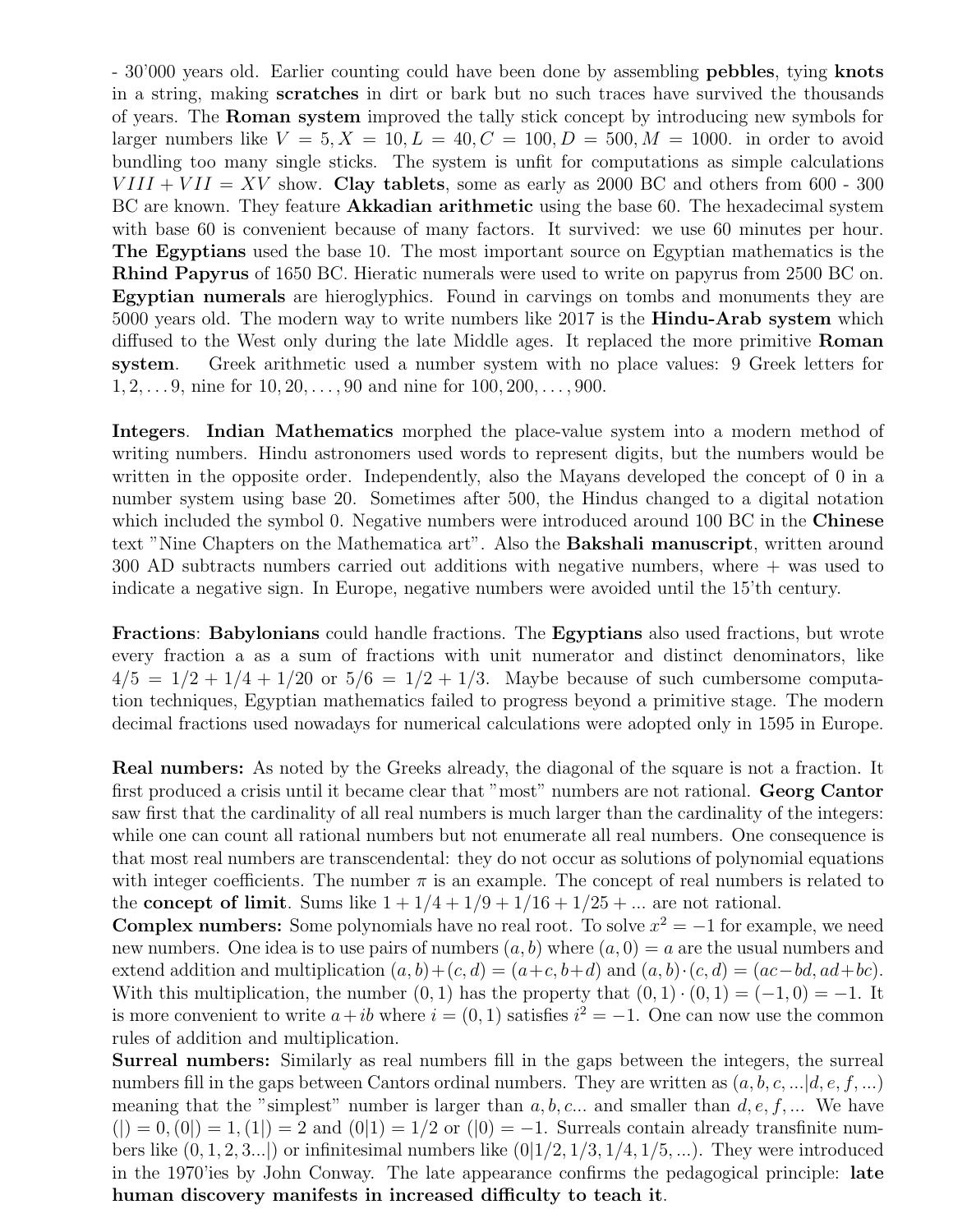- 30'000 years old. Earlier counting could have been done by assembling **pebbles**, tying **knots** in a string, making **scratches** in dirt or bark but no such traces have survived the thousands of years. The **Roman system** improved the tally stick concept by introducing new symbols for larger numbers like $V = 5, X = 10, L = 40, C = 100, D = 500, M = 1000$. in order to avoid bundling too many single sticks. The system is unfit for computations as simple calculations $VIII + VII = XV$ show. **Clay tablets**, some as early as 2000 BC and others from 600 - 300 BC are known. They feature **Akkadian arithmetic** using the base 60. The hexadecimal system with base 60 is convenient because of many factors. It survived: we use 60 minutes per hour. **The Egyptians** used the base 10. The most important source on Egyptian mathematics is the **Rhind Papyrus** of 1650 BC. Hieratic numerals were used to write on papyrus from 2500 BC on. **Egyptian numerals** are hieroglyphics. Found in carvings on tombs and monuments they are 5000 years old. The modern way to write numbers like 2017 is the **Hindu-Arab system** which diffused to the West only during the late Middle ages. It replaced the more primitive **Roman system**. Greek arithmetic used a number system with no place values: 9 Greek letters for $1, 2, \ldots 9$, nine for $10, 20, \ldots, 90$ and nine for $100, 200, \ldots, 900$.

**Integers**. **Indian Mathematics** morphed the place-value system into a modern method of writing numbers. Hindu astronomers used words to represent digits, but the numbers would be written in the opposite order. Independently, also the Mayans developed the concept of 0 in a number system using base 20. Sometimes after 500, the Hindus changed to a digital notation which included the symbol 0. Negative numbers were introduced around 100 BC in the **Chinese** text "Nine Chapters on the Mathematica art". Also the **Bakshali manuscript**, written around 300 AD subtracts numbers carried out additions with negative numbers, where + was used to indicate a negative sign. In Europe, negative numbers were avoided until the 15'th century.

**Fractions**: **Babylonians** could handle fractions. The **Egyptians** also used fractions, but wrote every fraction a as a sum of fractions with unit numerator and distinct denominators, like $4/5 = 1/2 + 1/4 + 1/20$ or $5/6 = 1/2 + 1/3$. Maybe because of such cumbersome computation techniques, Egyptian mathematics failed to progress beyond a primitive stage. The modern decimal fractions used nowadays for numerical calculations were adopted only in 1595 in Europe.

**Real numbers:** As noted by the Greeks already, the diagonal of the square is not a fraction. It first produced a crisis until it became clear that "most" numbers are not rational. **Georg Cantor** saw first that the cardinality of all real numbers is much larger than the cardinality of the integers: while one can count all rational numbers but not enumerate all real numbers. One consequence is that most real numbers are transcendental: they do not occur as solutions of polynomial equations with integer coefficients. The number $\pi$ is an example. The concept of real numbers is related to the **concept of limit**. Sums like $1 + 1/4 + 1/9 + 1/16 + 1/25 + \ldots$ are not rational.

**Complex numbers:** Some polynomials have no real root. To solve $x^2 = -1$ for example, we need new numbers. One idea is to use pairs of numbers $(a, b)$ where $(a, 0) = a$ are the usual numbers and extend addition and multiplication $(a, b) + (c, d) = (a + c, b + d)$ and $(a, b) \cdot (c, d) = (ac - bd, ad + bc)$. With this multiplication, the number $(0, 1)$ has the property that $(0, 1) \cdot (0, 1) = (-1, 0) = -1$. It is more convenient to write $a + ib$ where $i = (0, 1)$ satisfies $i^2 = -1$. One can now use the common rules of addition and multiplication.

**Surreal numbers:** Similarly as real numbers fill in the gaps between the integers, the surreal numbers fill in the gaps between Cantors ordinal numbers. They are written as $(a, b, c, \ldots | d, e, f, \ldots)$ meaning that the "simplest" number is larger than $a, b, c \ldots$ and smaller than $d, e, f, \ldots$ We have $(|) = 0, (0|) = 1, (1|) = 2$ and $(0|1) = 1/2$ or $(|0) = -1$. Surreals contain already transfinite numbers like $(0, 1, 2, 3 \ldots |)$ or infinitesimal numbers like $(0|1/2, 1/3, 1/4, 1/5, \ldots)$. They were introduced in the 1970'ies by John Conway. The late appearance confirms the pedagogical principle: **late human discovery manifests in increased difficulty to teach it**.